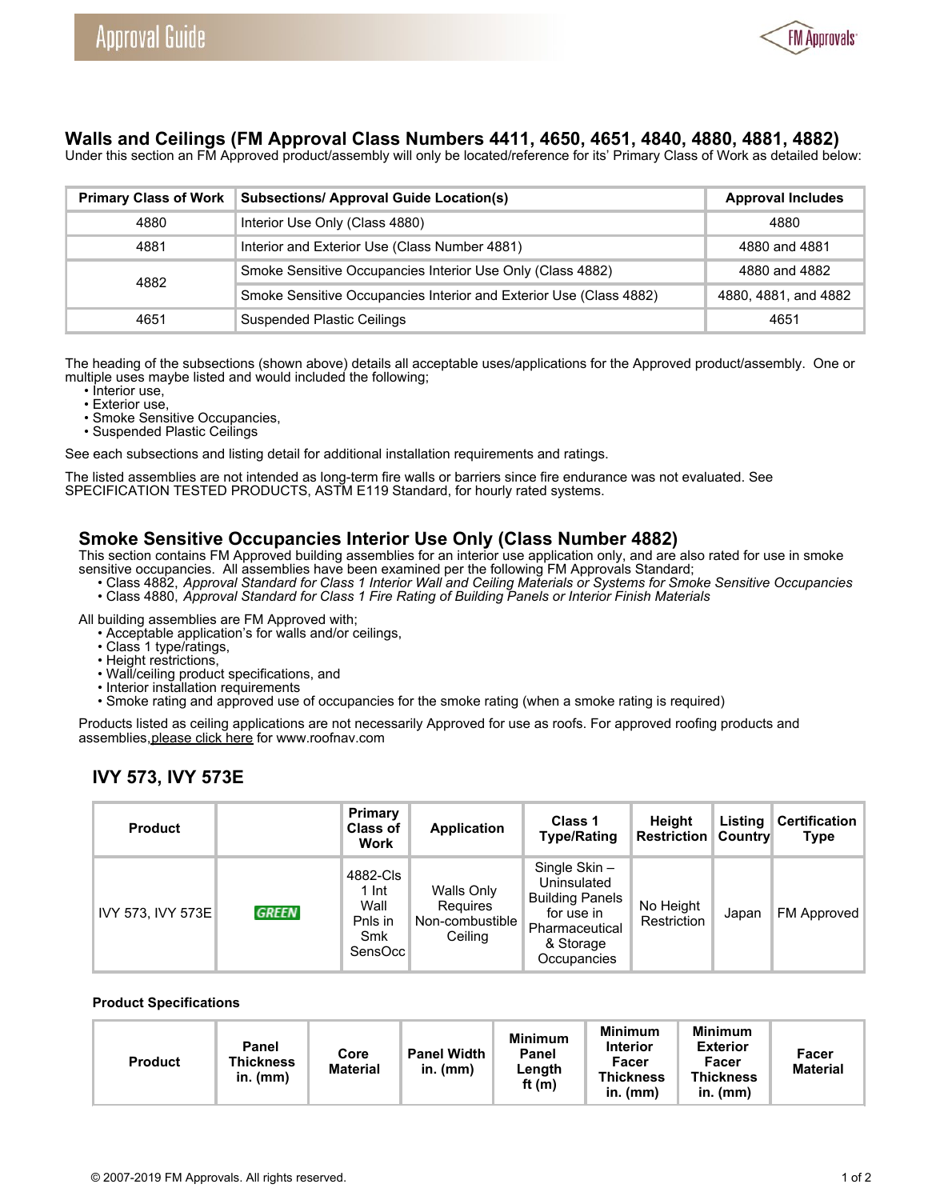## Walls and Ceilings (FM Approval Class Numbers 4411, 4650, 4651, 4840, 4880, 4881, 4882)

Under this section an FM Approved product/assembly will only be located/reference for its' Primary Class of Work as detailed below:

| Primary Class of Work | Subsections/ Approval Guide Location(s) | Approval Includes |
|---|---|---|
| 4880 | Interior Use Only (Class 4880) | 4880 |
| 4881 | Interior and Exterior Use (Class Number 4881) | 4880 and 4881 |
| 4882 | Smoke Sensitive Occupancies Interior Use Only (Class 4882) | 4880 and 4882 |
| | Smoke Sensitive Occupancies Interior and Exterior Use (Class 4882) | 4880, 4881, and 4882 |
| 4651 | Suspended Plastic Ceilings | 4651 |

The heading of the subsections (shown above) details all acceptable uses/applications for the Approved product/assembly. One or multiple uses maybe listed and would included the following;

- Interior use,
- Exterior use,
- Smoke Sensitive Occupancies,
- Suspended Plastic Ceilings

See each subsections and listing detail for additional installation requirements and ratings.

The listed assemblies are not intended as long-term fire walls or barriers since fire endurance was not evaluated. See SPECIFICATION TESTED PRODUCTS, ASTM E119 Standard, for hourly rated systems.

### Smoke Sensitive Occupancies Interior Use Only (Class Number 4882)

This section contains FM Approved building assemblies for an interior use application only, and are also rated for use in smoke sensitive occupancies. All assemblies have been examined per the following FM Approvals Standard;

- Class 4882, *Approval Standard for Class 1 Interior Wall and Ceiling Materials or Systems for Smoke Sensitive Occupancies*
- Class 4880, *Approval Standard for Class 1 Fire Rating of Building Panels or Interior Finish Materials*

All building assemblies are FM Approved with;

- Acceptable application's for walls and/or ceilings,
- Class 1 type/ratings,
- Height restrictions,
- Wall/ceiling product specifications, and
- Interior installation requirements
- Smoke rating and approved use of occupancies for the smoke rating (when a smoke rating is required)

Products listed as ceiling applications are not necessarily Approved for use as roofs. For approved roofing products and assemblies, please click here for www.roofnav.com

### IVY 573, IVY 573E

| Product | | Primary Class of Work | Application | Class 1 Type/Rating | Height Restriction | Listing Country | Certification Type |
|---|---|---|---|---|---|---|---|
| IVY 573, IVY 573E | GREEN | 4882-Cls 1 Int Wall Pnls in Smk SensOcc | Walls Only Requires Non-combustible Ceiling | Single Skin – Uninsulated Building Panels for use in Pharmaceutical & Storage Occupancies | No Height Restriction | Japan | FM Approved |

**Product Specifications**

| Product | Panel Thickness in. (mm) | Core Material | Panel Width in. (mm) | Minimum Panel Length ft (m) | Minimum Interior Facer Thickness in. (mm) | Minimum Exterior Facer Thickness in. (mm) | Facer Material |
|---|---|---|---|---|---|---|---|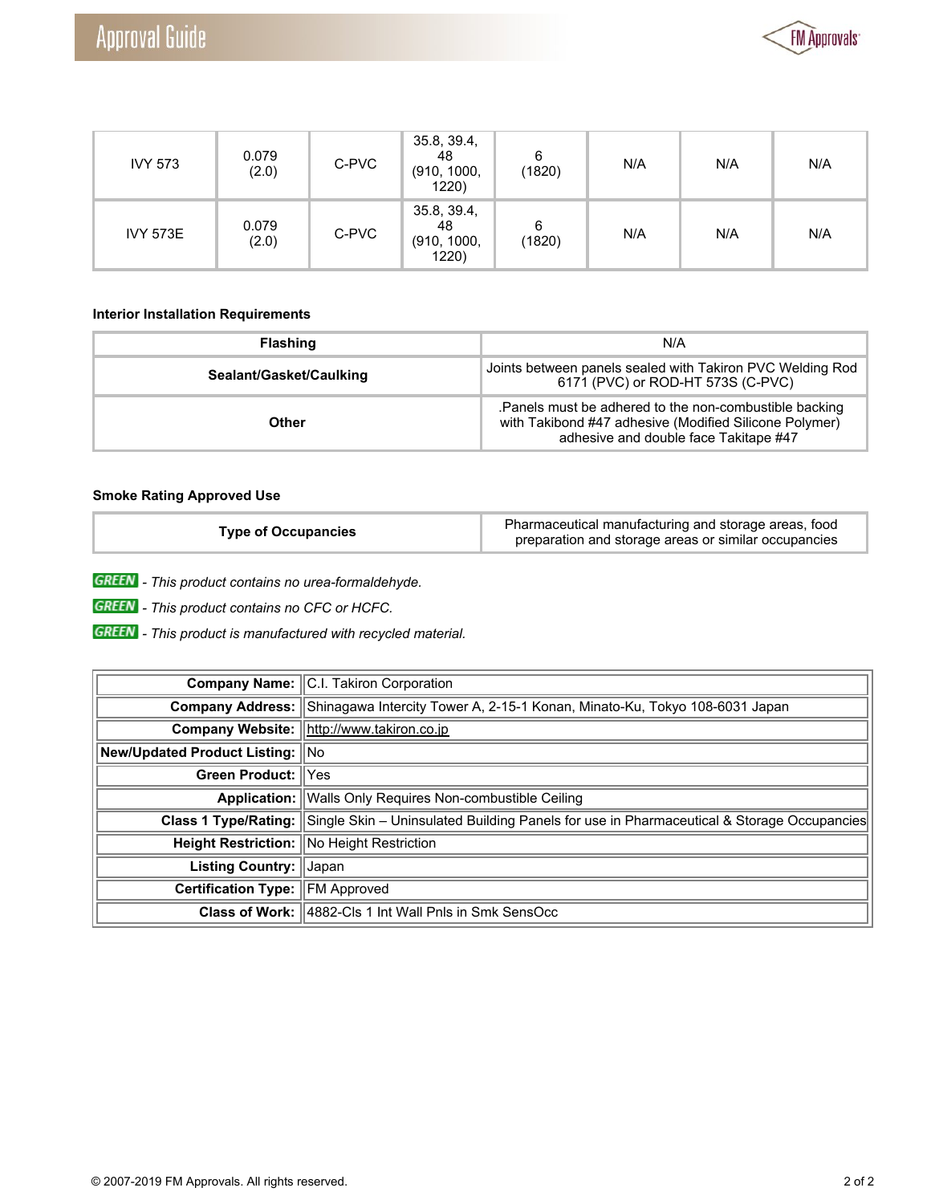| | | | | | | | |
|---|---|---|---|---|---|---|---|
| IVY 573 | 0.079 (2.0) | C-PVC | 35.8, 39.4, 48 (910, 1000, 1220) | 6 (1820) | N/A | N/A | N/A |
| IVY 573E | 0.079 (2.0) | C-PVC | 35.8, 39.4, 48 (910, 1000, 1220) | 6 (1820) | N/A | N/A | N/A |

**Interior Installation Requirements**

| | |
|---|---|
| **Flashing** | N/A |
| **Sealant/Gasket/Caulking** | Joints between panels sealed with Takiron PVC Welding Rod 6171 (PVC) or ROD-HT 573S (C-PVC) |
| **Other** | .Panels must be adhered to the non-combustible backing with Takibond #47 adhesive (Modified Silicone Polymer) adhesive and double face Takitape #47 |

**Smoke Rating Approved Use**

| | |
|---|---|
| **Type of Occupancies** | Pharmaceutical manufacturing and storage areas, food preparation and storage areas or similar occupancies |

GREEN *- This product contains no urea-formaldehyde.*

GREEN *- This product contains no CFC or HCFC.*

GREEN *- This product is manufactured with recycled material.*

| | |
|---|---|
| **Company Name:** | C.I. Takiron Corporation |
| **Company Address:** | Shinagawa Intercity Tower A, 2-15-1 Konan, Minato-Ku, Tokyo 108-6031 Japan |
| **Company Website:** | http://www.takiron.co.jp |
| **New/Updated Product Listing:** | No |
| **Green Product:** | Yes |
| **Application:** | Walls Only Requires Non-combustible Ceiling |
| **Class 1 Type/Rating:** | Single Skin – Uninsulated Building Panels for use in Pharmaceutical & Storage Occupancies |
| **Height Restriction:** | No Height Restriction |
| **Listing Country:** | Japan |
| **Certification Type:** | FM Approved |
| **Class of Work:** | 4882-Cls 1 Int Wall Pnls in Smk SensOcc |

© 2007-2019 FM Approvals. All rights reserved.